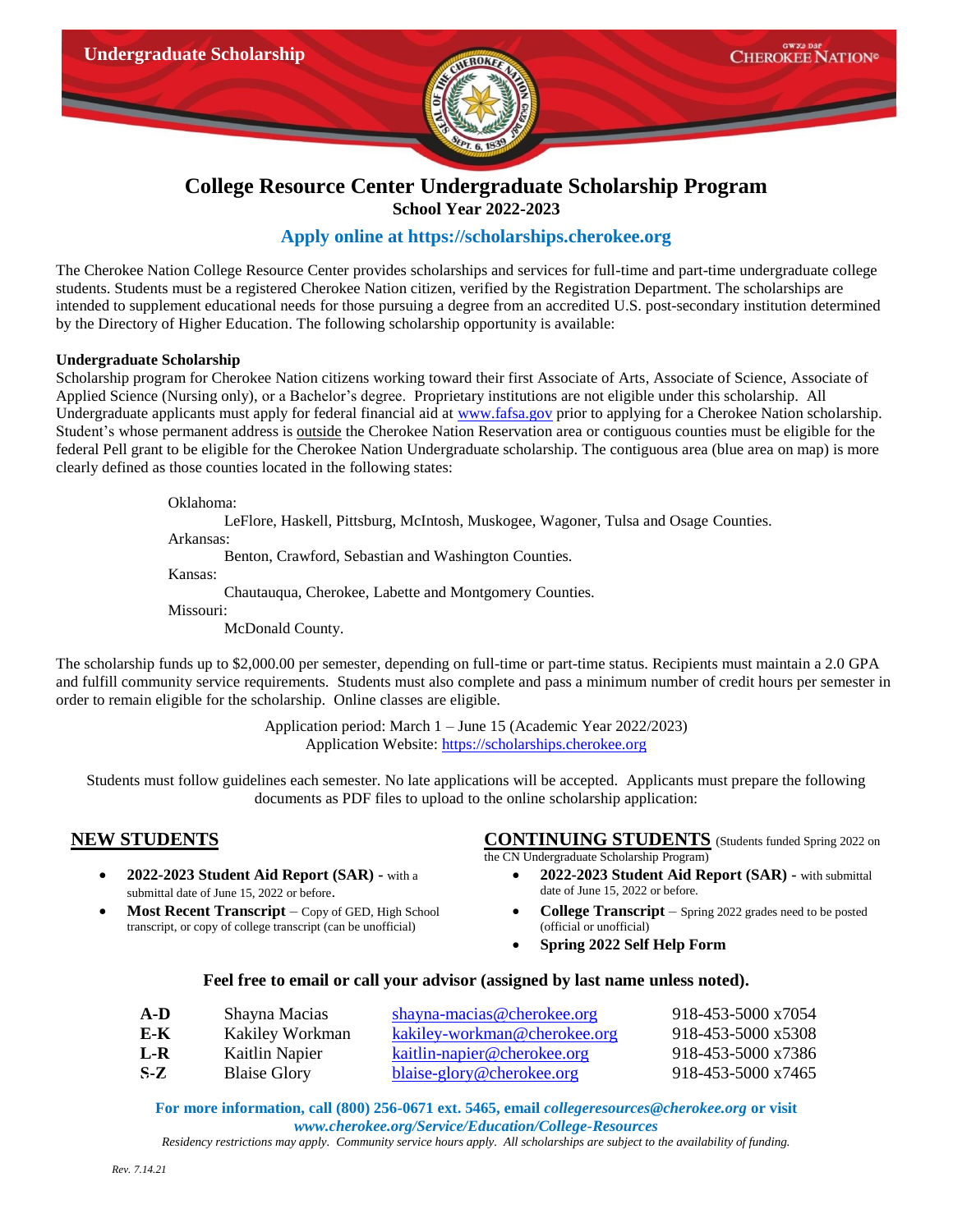Undergraduate Scholarship

CHEROKEE NATION®

# College Resource Center Undergraduate Scholarship Program

**School Year 2022-2023**

## Apply online at https://scholarships.cherokee.org

The Cherokee Nation College Resource Center provides scholarships and services for full-time and part-time undergraduate college students. Students must be a registered Cherokee Nation citizen, verified by the Registration Department. The scholarships are intended to supplement educational needs for those pursuing a degree from an accredited U.S. post-secondary institution determined by the Directory of Higher Education. The following scholarship opportunity is available:

**Undergraduate Scholarship**

Scholarship program for Cherokee Nation citizens working toward their first Associate of Arts, Associate of Science, Associate of Applied Science (Nursing only), or a Bachelor's degree. Proprietary institutions are not eligible under this scholarship. All Undergraduate applicants must apply for federal financial aid at www.fafsa.gov prior to applying for a Cherokee Nation scholarship. Student's whose permanent address is outside the Cherokee Nation Reservation area or contiguous counties must be eligible for the federal Pell grant to be eligible for the Cherokee Nation Undergraduate scholarship. The contiguous area (blue area on map) is more clearly defined as those counties located in the following states:

Oklahoma:
LeFlore, Haskell, Pittsburg, McIntosh, Muskogee, Wagoner, Tulsa and Osage Counties.

Arkansas:
Benton, Crawford, Sebastian and Washington Counties.

Kansas:
Chautauqua, Cherokee, Labette and Montgomery Counties.

Missouri:
McDonald County.

The scholarship funds up to $2,000.00 per semester, depending on full-time or part-time status. Recipients must maintain a 2.0 GPA and fulfill community service requirements. Students must also complete and pass a minimum number of credit hours per semester in order to remain eligible for the scholarship. Online classes are eligible.

Application period: March 1 – June 15 (Academic Year 2022/2023)
Application Website: https://scholarships.cherokee.org

Students must follow guidelines each semester. No late applications will be accepted. Applicants must prepare the following documents as PDF files to upload to the online scholarship application:

## NEW STUDENTS

- **2022-2023 Student Aid Report (SAR) -** with a submittal date of June 15, 2022 or before.
- **Most Recent Transcript** – Copy of GED, High School transcript, or copy of college transcript (can be unofficial)

## CONTINUING STUDENTS (Students funded Spring 2022 on the CN Undergraduate Scholarship Program)

- **2022-2023 Student Aid Report (SAR) -** with submittal date of June 15, 2022 or before.
- **College Transcript** – Spring 2022 grades need to be posted (official or unofficial)
- **Spring 2022 Self Help Form**

**Feel free to email or call your advisor (assigned by last name unless noted).**

| | | | |
|---|---|---|---|
| **A-D** | Shayna Macias | shayna-macias@cherokee.org | 918-453-5000 x7054 |
| **E-K** | Kakiley Workman | kakiley-workman@cherokee.org | 918-453-5000 x5308 |
| **L-R** | Kaitlin Napier | kaitlin-napier@cherokee.org | 918-453-5000 x7386 |
| **S-Z** | Blaise Glory | blaise-glory@cherokee.org | 918-453-5000 x7465 |

**For more information, call (800) 256-0671 ext. 5465, email *collegeresources@cherokee.org* or visit *www.cherokee.org/Service/Education/College-Resources***

*Residency restrictions may apply. Community service hours apply. All scholarships are subject to the availability of funding.*

*Rev. 7.14.21*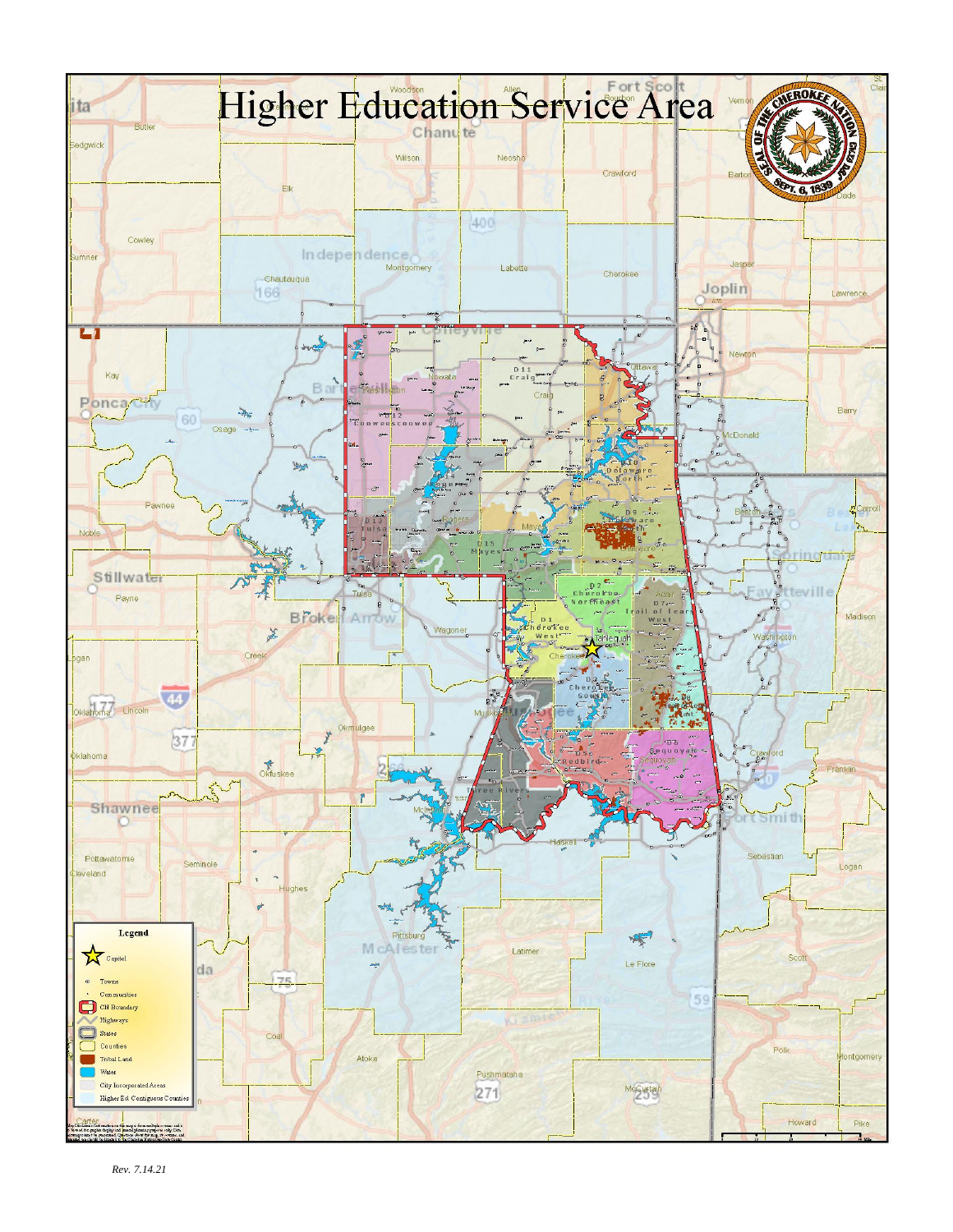# Higher Education Service Area

Woodson
Allen
Fort Scott
Bourbon
Vernon
St. Clair
Butler
Chanute
Sedgwick
Wilson
Neosho
Crawford
Barton
Dade
Elk
400
Cowley
Independence
Montgomery
Labette
Cherokee
Jasper
Sumner
Chautauqua
166
Joplin
Lawrence
Nowata
D11 Craig
Ottawa
Newton
Kay
Bartlesville
Washington
Craig
Ponca City
D12 Cooweescoowee
Barry
60
Osage
McDonald
D10 Delaware North
D14 Rogers
Pawnee
Delaware
D9 Delaware South
Benton
Carroll
Rogers
Mayes
Noble
D13 Tulsa
D15 Mayes
Springdale
Stillwater
Tulsa
D2 Cherokee Northeast
Adair
D7 Trail of Tears West
Payne
Fayetteville
Broken Arrow
D1 Cherokee West
Madison
Wagoner
Tahlequah
Washington
Logan
Creek
Cherokee
D3 Cherokee South
44
Oklahoma
177
Lincoln
Muskogee
377
Okmulgee
Oklahoma
D5 Redbird
D6 Sequoyah
Crawford
Sequoyah
Franklin
Okfuskee
Three Rivers
Shawnee
McIntosh
Fort Smith
Haskell
Pottawatomie
Seminole
Sebastian
Cleveland
Logan
Hughes

**Legend**

- Capitol
- Towns
- Communities
- CN Boundary
- Highways
- States
- Counties
- Tribal Land
- Water
- City Incorporated Areas
- Higher Ed. Contiguous Counties

Pittsburg
McAlester
Latimer
Le Flore
Scott
75
59
Coal
Atoka
Polk
Montgomery
Pushmataha
271
McCurtain
259
Carter
Howard
Pike

*Rev. 7.14.21*